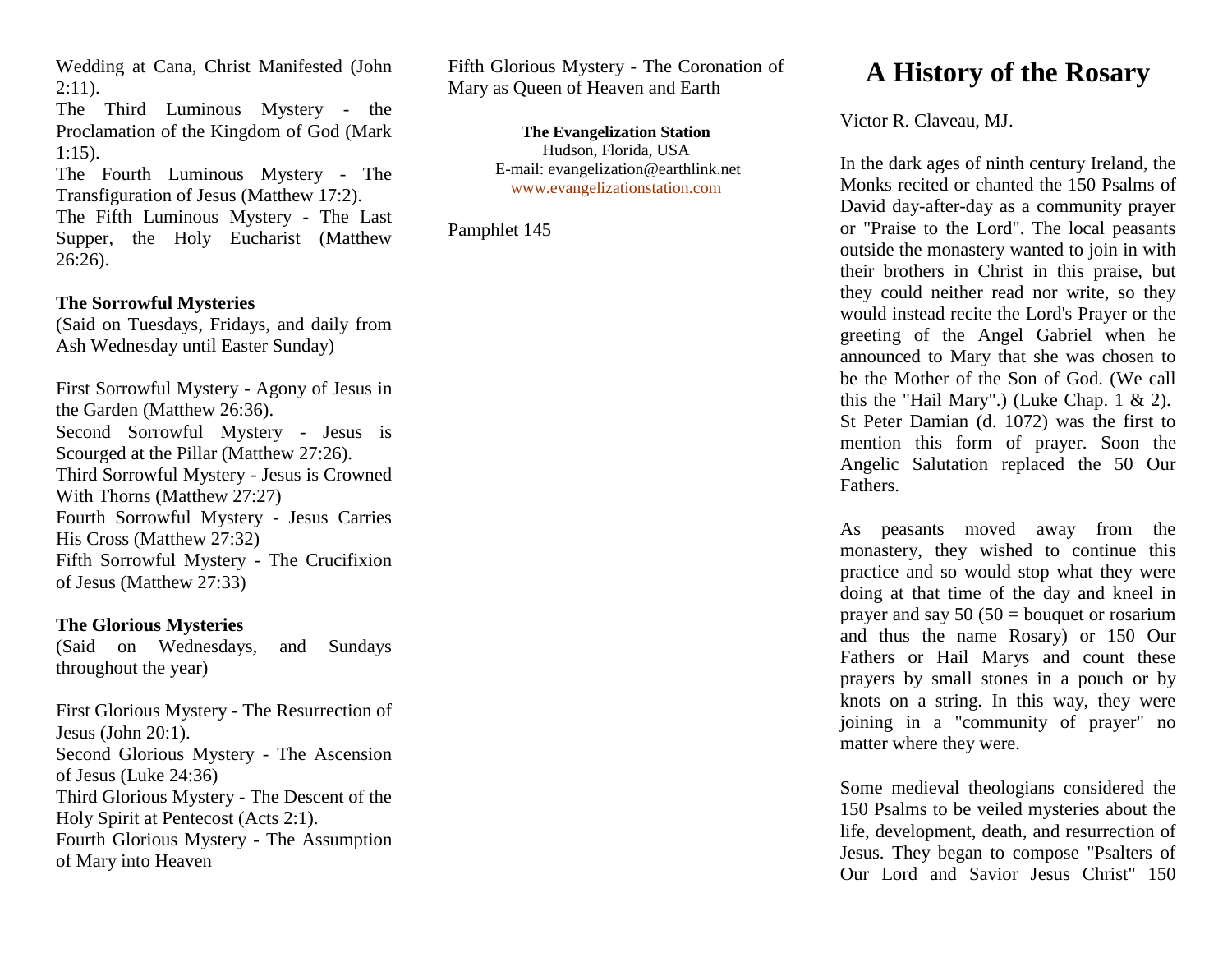Wedding at Cana, Christ Manifested (John 2:11).
The Third Luminous Mystery - the Proclamation of the Kingdom of God (Mark 1:15).
The Fourth Luminous Mystery - The Transfiguration of Jesus (Matthew 17:2).
The Fifth Luminous Mystery - The Last Supper, the Holy Eucharist (Matthew 26:26).

**The Sorrowful Mysteries**
(Said on Tuesdays, Fridays, and daily from Ash Wednesday until Easter Sunday)

First Sorrowful Mystery - Agony of Jesus in the Garden (Matthew 26:36).
Second Sorrowful Mystery - Jesus is Scourged at the Pillar (Matthew 27:26).
Third Sorrowful Mystery - Jesus is Crowned With Thorns (Matthew 27:27)
Fourth Sorrowful Mystery - Jesus Carries His Cross (Matthew 27:32)
Fifth Sorrowful Mystery - The Crucifixion of Jesus (Matthew 27:33)

**The Glorious Mysteries**
(Said on Wednesdays, and Sundays throughout the year)

First Glorious Mystery - The Resurrection of Jesus (John 20:1).
Second Glorious Mystery - The Ascension of Jesus (Luke 24:36)
Third Glorious Mystery - The Descent of the Holy Spirit at Pentecost (Acts 2:1).
Fourth Glorious Mystery - The Assumption of Mary into Heaven
Fifth Glorious Mystery - The Coronation of Mary as Queen of Heaven and Earth

**The Evangelization Station**
Hudson, Florida, USA
E-mail: evangelization@earthlink.net
www.evangelizationstation.com

Pamphlet 145

# A History of the Rosary

Victor R. Claveau, MJ.

In the dark ages of ninth century Ireland, the Monks recited or chanted the 150 Psalms of David day-after-day as a community prayer or "Praise to the Lord". The local peasants outside the monastery wanted to join in with their brothers in Christ in this praise, but they could neither read nor write, so they would instead recite the Lord's Prayer or the greeting of the Angel Gabriel when he announced to Mary that she was chosen to be the Mother of the Son of God. (We call this the "Hail Mary".) (Luke Chap. 1 & 2). St Peter Damian (d. 1072) was the first to mention this form of prayer. Soon the Angelic Salutation replaced the 50 Our Fathers.

As peasants moved away from the monastery, they wished to continue this practice and so would stop what they were doing at that time of the day and kneel in prayer and say 50 (50 = bouquet or rosarium and thus the name Rosary) or 150 Our Fathers or Hail Marys and count these prayers by small stones in a pouch or by knots on a string. In this way, they were joining in a "community of prayer" no matter where they were.

Some medieval theologians considered the 150 Psalms to be veiled mysteries about the life, development, death, and resurrection of Jesus. They began to compose "Psalters of Our Lord and Savior Jesus Christ" 150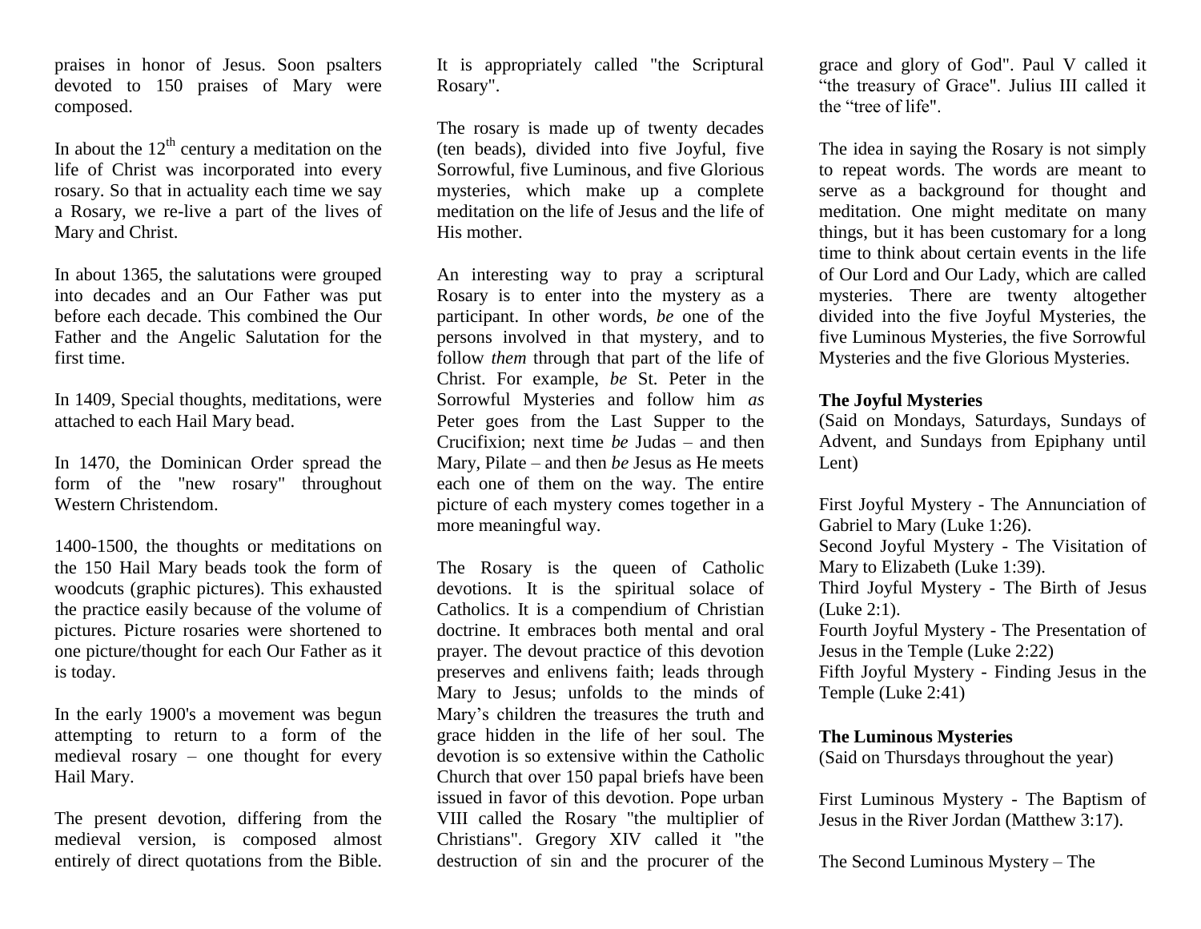praises in honor of Jesus. Soon psalters devoted to 150 praises of Mary were composed.

In about the 12th century a meditation on the life of Christ was incorporated into every rosary. So that in actuality each time we say a Rosary, we re-live a part of the lives of Mary and Christ.

In about 1365, the salutations were grouped into decades and an Our Father was put before each decade. This combined the Our Father and the Angelic Salutation for the first time.

In 1409, Special thoughts, meditations, were attached to each Hail Mary bead.

In 1470, the Dominican Order spread the form of the "new rosary" throughout Western Christendom.

1400-1500, the thoughts or meditations on the 150 Hail Mary beads took the form of woodcuts (graphic pictures). This exhausted the practice easily because of the volume of pictures. Picture rosaries were shortened to one picture/thought for each Our Father as it is today.

In the early 1900's a movement was begun attempting to return to a form of the medieval rosary – one thought for every Hail Mary.

The present devotion, differing from the medieval version, is composed almost entirely of direct quotations from the Bible. It is appropriately called "the Scriptural Rosary".

The rosary is made up of twenty decades (ten beads), divided into five Joyful, five Sorrowful, five Luminous, and five Glorious mysteries, which make up a complete meditation on the life of Jesus and the life of His mother.

An interesting way to pray a scriptural Rosary is to enter into the mystery as a participant. In other words, *be* one of the persons involved in that mystery, and to follow *them* through that part of the life of Christ. For example, *be* St. Peter in the Sorrowful Mysteries and follow him *as* Peter goes from the Last Supper to the Crucifixion; next time *be* Judas – and then Mary, Pilate – and then *be* Jesus as He meets each one of them on the way. The entire picture of each mystery comes together in a more meaningful way.

The Rosary is the queen of Catholic devotions. It is the spiritual solace of Catholics. It is a compendium of Christian doctrine. It embraces both mental and oral prayer. The devout practice of this devotion preserves and enlivens faith; leads through Mary to Jesus; unfolds to the minds of Mary's children the treasures the truth and grace hidden in the life of her soul. The devotion is so extensive within the Catholic Church that over 150 papal briefs have been issued in favor of this devotion. Pope urban VIII called the Rosary "the multiplier of Christians". Gregory XIV called it "the destruction of sin and the procurer of the grace and glory of God". Paul V called it "the treasury of Grace". Julius III called it the "tree of life".

The idea in saying the Rosary is not simply to repeat words. The words are meant to serve as a background for thought and meditation. One might meditate on many things, but it has been customary for a long time to think about certain events in the life of Our Lord and Our Lady, which are called mysteries. There are twenty altogether divided into the five Joyful Mysteries, the five Luminous Mysteries, the five Sorrowful Mysteries and the five Glorious Mysteries.

**The Joyful Mysteries**
(Said on Mondays, Saturdays, Sundays of Advent, and Sundays from Epiphany until Lent)

First Joyful Mystery - The Annunciation of Gabriel to Mary (Luke 1:26).
Second Joyful Mystery - The Visitation of Mary to Elizabeth (Luke 1:39).
Third Joyful Mystery - The Birth of Jesus (Luke 2:1).
Fourth Joyful Mystery - The Presentation of Jesus in the Temple (Luke 2:22)
Fifth Joyful Mystery - Finding Jesus in the Temple (Luke 2:41)

**The Luminous Mysteries**
(Said on Thursdays throughout the year)

First Luminous Mystery - The Baptism of Jesus in the River Jordan (Matthew 3:17).

The Second Luminous Mystery – The